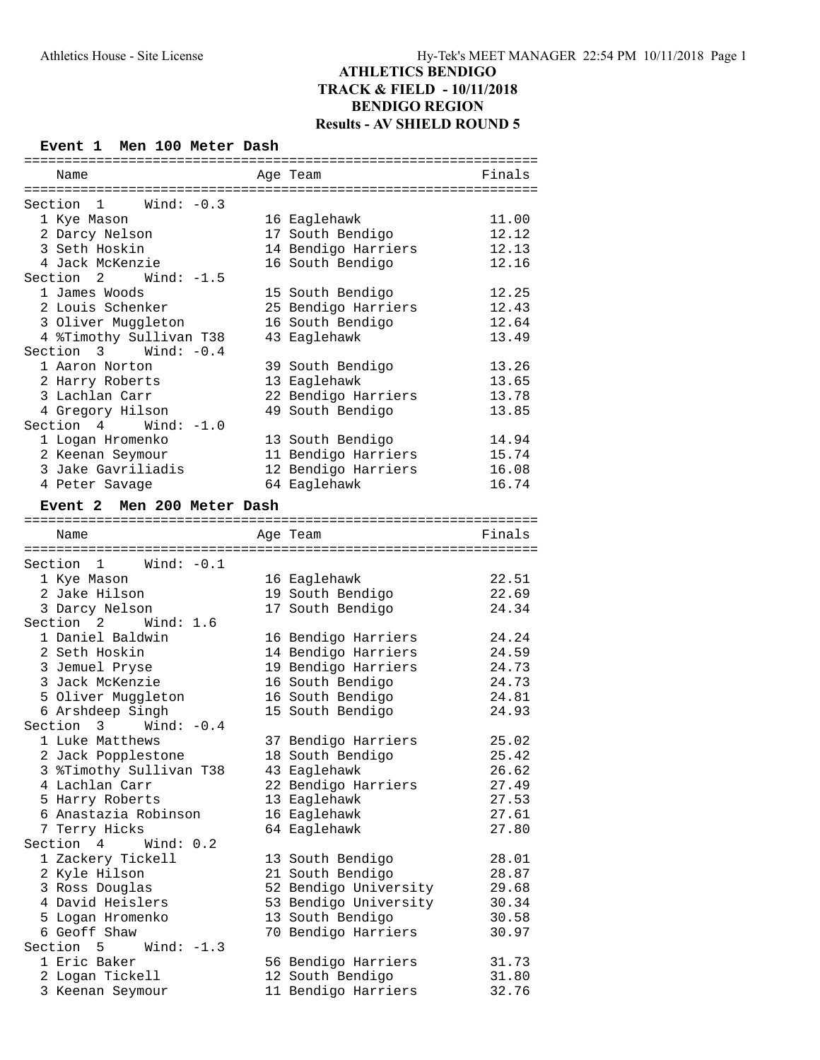# ATHLETICS BENDIGO
## TRACK & FIELD - 10/11/2018
## BENDIGO REGION
## Results - AV SHIELD ROUND 5

### Event 1 Men 100 Meter Dash

| Name | Age | Team | Finals |
|---|---|---|---|
| **Section 1 Wind: -0.3** | | | |
| 1 Kye Mason | 16 | Eaglehawk | 11.00 |
| 2 Darcy Nelson | 17 | South Bendigo | 12.12 |
| 3 Seth Hoskin | 14 | Bendigo Harriers | 12.13 |
| 4 Jack McKenzie | 16 | South Bendigo | 12.16 |
| **Section 2 Wind: -1.5** | | | |
| 1 James Woods | 15 | South Bendigo | 12.25 |
| 2 Louis Schenker | 25 | Bendigo Harriers | 12.43 |
| 3 Oliver Muggleton | 16 | South Bendigo | 12.64 |
| 4 %Timothy Sullivan T38 | 43 | Eaglehawk | 13.49 |
| **Section 3 Wind: -0.4** | | | |
| 1 Aaron Norton | 39 | South Bendigo | 13.26 |
| 2 Harry Roberts | 13 | Eaglehawk | 13.65 |
| 3 Lachlan Carr | 22 | Bendigo Harriers | 13.78 |
| 4 Gregory Hilson | 49 | South Bendigo | 13.85 |
| **Section 4 Wind: -1.0** | | | |
| 1 Logan Hromenko | 13 | South Bendigo | 14.94 |
| 2 Keenan Seymour | 11 | Bendigo Harriers | 15.74 |
| 3 Jake Gavriliadis | 12 | Bendigo Harriers | 16.08 |
| 4 Peter Savage | 64 | Eaglehawk | 16.74 |

### Event 2 Men 200 Meter Dash

| Name | Age | Team | Finals |
|---|---|---|---|
| **Section 1 Wind: -0.1** | | | |
| 1 Kye Mason | 16 | Eaglehawk | 22.51 |
| 2 Jake Hilson | 19 | South Bendigo | 22.69 |
| 3 Darcy Nelson | 17 | South Bendigo | 24.34 |
| **Section 2 Wind: 1.6** | | | |
| 1 Daniel Baldwin | 16 | Bendigo Harriers | 24.24 |
| 2 Seth Hoskin | 14 | Bendigo Harriers | 24.59 |
| 3 Jemuel Pryse | 19 | Bendigo Harriers | 24.73 |
| 3 Jack McKenzie | 16 | South Bendigo | 24.73 |
| 5 Oliver Muggleton | 16 | South Bendigo | 24.81 |
| 6 Arshdeep Singh | 15 | South Bendigo | 24.93 |
| **Section 3 Wind: -0.4** | | | |
| 1 Luke Matthews | 37 | Bendigo Harriers | 25.02 |
| 2 Jack Popplestone | 18 | South Bendigo | 25.42 |
| 3 %Timothy Sullivan T38 | 43 | Eaglehawk | 26.62 |
| 4 Lachlan Carr | 22 | Bendigo Harriers | 27.49 |
| 5 Harry Roberts | 13 | Eaglehawk | 27.53 |
| 6 Anastazia Robinson | 16 | Eaglehawk | 27.61 |
| 7 Terry Hicks | 64 | Eaglehawk | 27.80 |
| **Section 4 Wind: 0.2** | | | |
| 1 Zackery Tickell | 13 | South Bendigo | 28.01 |
| 2 Kyle Hilson | 21 | South Bendigo | 28.87 |
| 3 Ross Douglas | 52 | Bendigo University | 29.68 |
| 4 David Heislers | 53 | Bendigo University | 30.34 |
| 5 Logan Hromenko | 13 | South Bendigo | 30.58 |
| 6 Geoff Shaw | 70 | Bendigo Harriers | 30.97 |
| **Section 5 Wind: -1.3** | | | |
| 1 Eric Baker | 56 | Bendigo Harriers | 31.73 |
| 2 Logan Tickell | 12 | South Bendigo | 31.80 |
| 3 Keenan Seymour | 11 | Bendigo Harriers | 32.76 |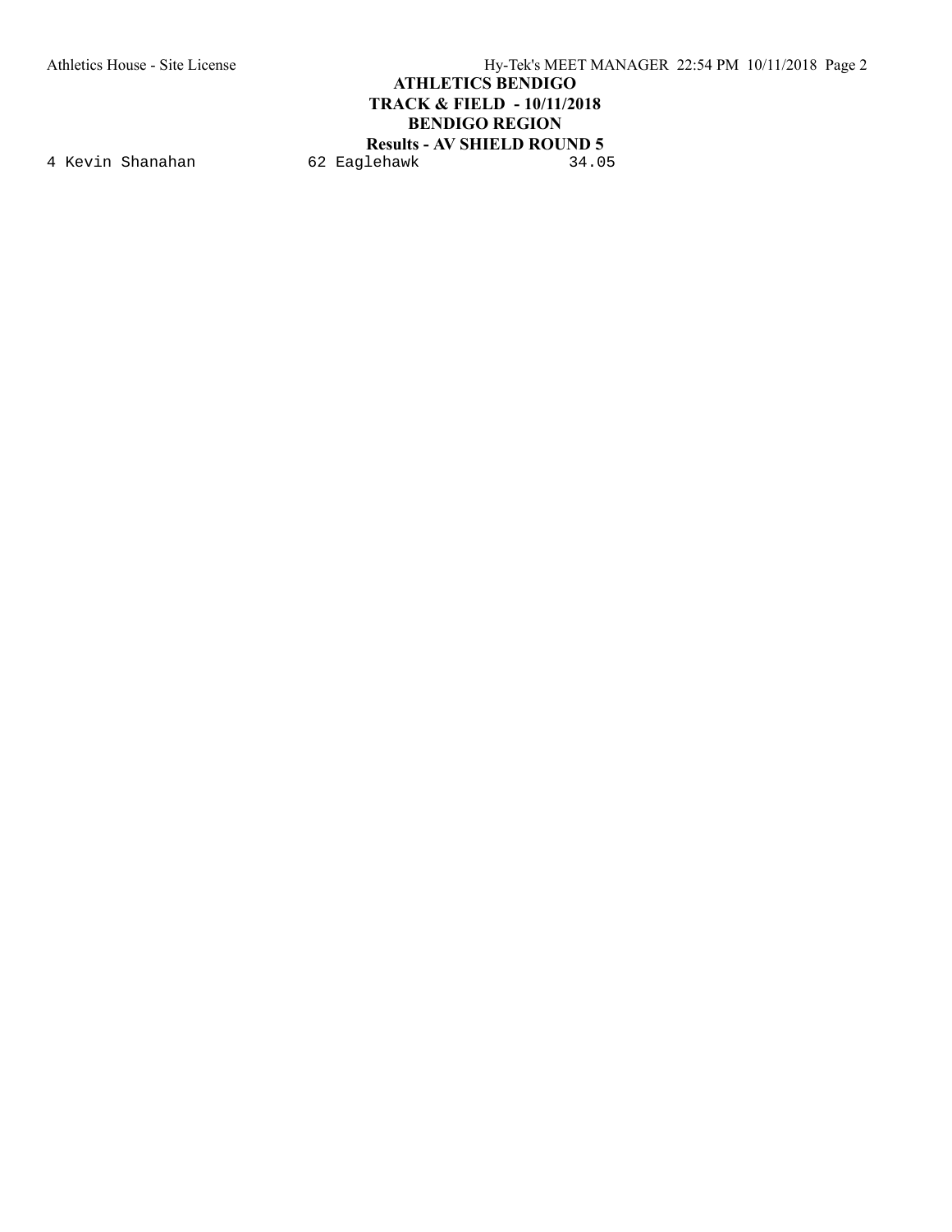4 Kevin Shanahan 62 Eaglehawk 34.05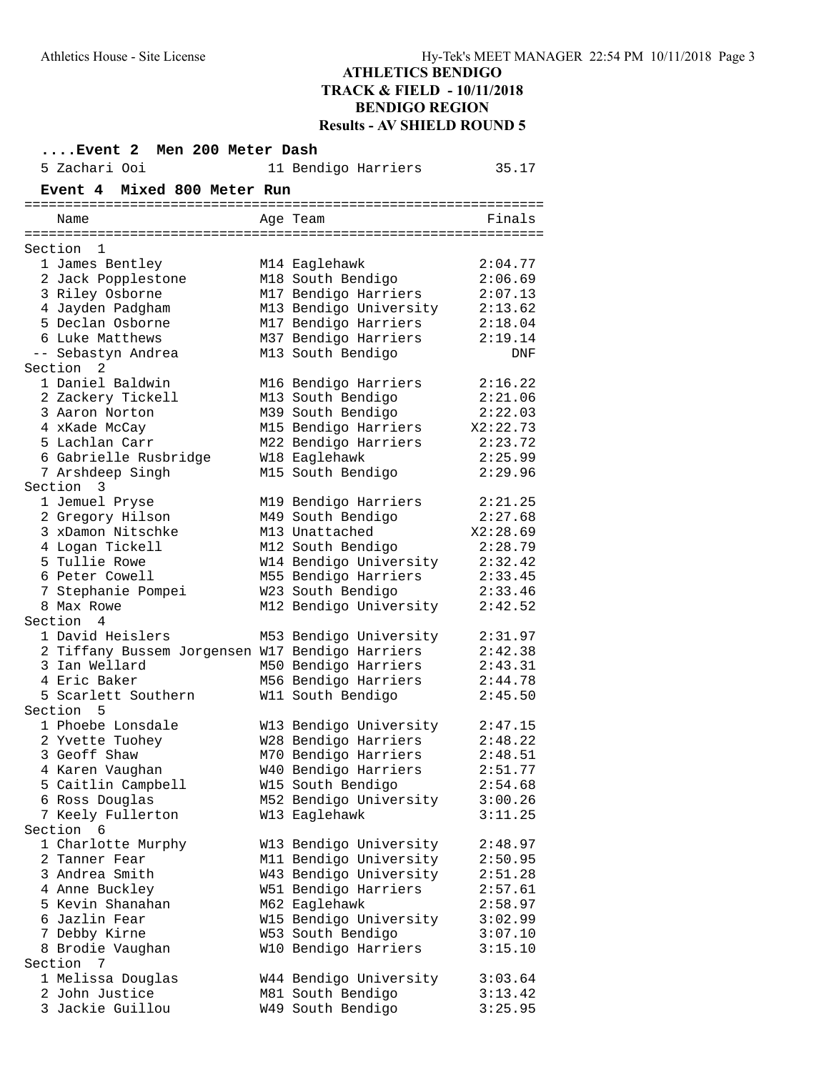## ATHLETICS BENDIGO
## TRACK & FIELD - 10/11/2018
## BENDIGO REGION
## Results - AV SHIELD ROUND 5

### ....Event 2 Men 200 Meter Dash

| Place | Name | Age | Team | Finals |
|---|---|---|---|---|
| 5 | Zachari Ooi | 11 | Bendigo Harriers | 35.17 |

### Event 4 Mixed 800 Meter Run

| Place | Name | Age | Team | Finals |
|---|---|---|---|---|
| **Section 1** | | | | |
| 1 | James Bentley | M14 | Eaglehawk | 2:04.77 |
| 2 | Jack Popplestone | M18 | South Bendigo | 2:06.69 |
| 3 | Riley Osborne | M17 | Bendigo Harriers | 2:07.13 |
| 4 | Jayden Padgham | M13 | Bendigo University | 2:13.62 |
| 5 | Declan Osborne | M17 | Bendigo Harriers | 2:18.04 |
| 6 | Luke Matthews | M37 | Bendigo Harriers | 2:19.14 |
| -- | Sebastyn Andrea | M13 | South Bendigo | DNF |
| **Section 2** | | | | |
| 1 | Daniel Baldwin | M16 | Bendigo Harriers | 2:16.22 |
| 2 | Zackery Tickell | M13 | South Bendigo | 2:21.06 |
| 3 | Aaron Norton | M39 | South Bendigo | 2:22.03 |
| 4 | xKade McCay | M15 | Bendigo Harriers | X2:22.73 |
| 5 | Lachlan Carr | M22 | Bendigo Harriers | 2:23.72 |
| 6 | Gabrielle Rusbridge | W18 | Eaglehawk | 2:25.99 |
| 7 | Arshdeep Singh | M15 | South Bendigo | 2:29.96 |
| **Section 3** | | | | |
| 1 | Jemuel Pryse | M19 | Bendigo Harriers | 2:21.25 |
| 2 | Gregory Hilson | M49 | South Bendigo | 2:27.68 |
| 3 | xDamon Nitschke | M13 | Unattached | X2:28.69 |
| 4 | Logan Tickell | M12 | South Bendigo | 2:28.79 |
| 5 | Tullie Rowe | W14 | Bendigo University | 2:32.42 |
| 6 | Peter Cowell | M55 | Bendigo Harriers | 2:33.45 |
| 7 | Stephanie Pompei | W23 | South Bendigo | 2:33.46 |
| 8 | Max Rowe | M12 | Bendigo University | 2:42.52 |
| **Section 4** | | | | |
| 1 | David Heislers | M53 | Bendigo University | 2:31.97 |
| 2 | Tiffany Bussem Jorgensen | W17 | Bendigo Harriers | 2:42.38 |
| 3 | Ian Wellard | M50 | Bendigo Harriers | 2:43.31 |
| 4 | Eric Baker | M56 | Bendigo Harriers | 2:44.78 |
| 5 | Scarlett Southern | W11 | South Bendigo | 2:45.50 |
| **Section 5** | | | | |
| 1 | Phoebe Lonsdale | W13 | Bendigo University | 2:47.15 |
| 2 | Yvette Tuohey | W28 | Bendigo Harriers | 2:48.22 |
| 3 | Geoff Shaw | M70 | Bendigo Harriers | 2:48.51 |
| 4 | Karen Vaughan | W40 | Bendigo Harriers | 2:51.77 |
| 5 | Caitlin Campbell | W15 | South Bendigo | 2:54.68 |
| 6 | Ross Douglas | M52 | Bendigo University | 3:00.26 |
| 7 | Keely Fullerton | W13 | Eaglehawk | 3:11.25 |
| **Section 6** | | | | |
| 1 | Charlotte Murphy | W13 | Bendigo University | 2:48.97 |
| 2 | Tanner Fear | M11 | Bendigo University | 2:50.95 |
| 3 | Andrea Smith | W43 | Bendigo University | 2:51.28 |
| 4 | Anne Buckley | W51 | Bendigo Harriers | 2:57.61 |
| 5 | Kevin Shanahan | M62 | Eaglehawk | 2:58.97 |
| 6 | Jazlin Fear | W15 | Bendigo University | 3:02.99 |
| 7 | Debby Kirne | W53 | South Bendigo | 3:07.10 |
| 8 | Brodie Vaughan | W10 | Bendigo Harriers | 3:15.10 |
| **Section 7** | | | | |
| 1 | Melissa Douglas | W44 | Bendigo University | 3:03.64 |
| 2 | John Justice | M81 | South Bendigo | 3:13.42 |
| 3 | Jackie Guillou | W49 | South Bendigo | 3:25.95 |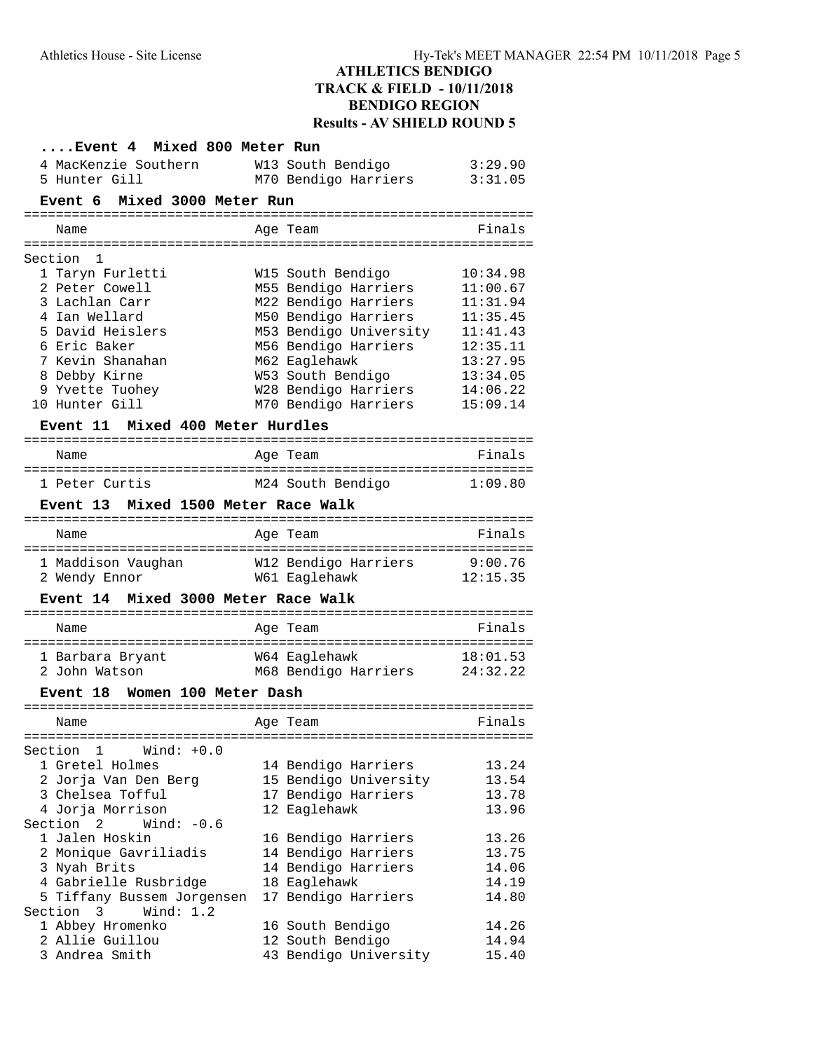# ATHLETICS BENDIGO
## TRACK & FIELD - 10/11/2018
## BENDIGO REGION
## Results - AV SHIELD ROUND 5

### ....Event 4 Mixed 800 Meter Run

| Name | Age Team | Finals |
|---|---|---|
| 4 MacKenzie Southern | W13 South Bendigo | 3:29.90 |
| 5 Hunter Gill | M70 Bendigo Harriers | 3:31.05 |

### Event 6 Mixed 3000 Meter Run

| Name | Age Team | Finals |
|---|---|---|
| Section 1 | | |
| 1 Taryn Furletti | W15 South Bendigo | 10:34.98 |
| 2 Peter Cowell | M55 Bendigo Harriers | 11:00.67 |
| 3 Lachlan Carr | M22 Bendigo Harriers | 11:31.94 |
| 4 Ian Wellard | M50 Bendigo Harriers | 11:35.45 |
| 5 David Heislers | M53 Bendigo University | 11:41.43 |
| 6 Eric Baker | M56 Bendigo Harriers | 12:35.11 |
| 7 Kevin Shanahan | M62 Eaglehawk | 13:27.95 |
| 8 Debby Kirne | W53 South Bendigo | 13:34.05 |
| 9 Yvette Tuohey | W28 Bendigo Harriers | 14:06.22 |
| 10 Hunter Gill | M70 Bendigo Harriers | 15:09.14 |

### Event 11 Mixed 400 Meter Hurdles

| Name | Age Team | Finals |
|---|---|---|
| 1 Peter Curtis | M24 South Bendigo | 1:09.80 |

### Event 13 Mixed 1500 Meter Race Walk

| Name | Age Team | Finals |
|---|---|---|
| 1 Maddison Vaughan | W12 Bendigo Harriers | 9:00.76 |
| 2 Wendy Ennor | W61 Eaglehawk | 12:15.35 |

### Event 14 Mixed 3000 Meter Race Walk

| Name | Age Team | Finals |
|---|---|---|
| 1 Barbara Bryant | W64 Eaglehawk | 18:01.53 |
| 2 John Watson | M68 Bendigo Harriers | 24:32.22 |

### Event 18 Women 100 Meter Dash

| Name | Age Team | Finals |
|---|---|---|
| Section 1 Wind: +0.0 | | |
| 1 Gretel Holmes | 14 Bendigo Harriers | 13.24 |
| 2 Jorja Van Den Berg | 15 Bendigo University | 13.54 |
| 3 Chelsea Tofful | 17 Bendigo Harriers | 13.78 |
| 4 Jorja Morrison | 12 Eaglehawk | 13.96 |
| Section 2 Wind: -0.6 | | |
| 1 Jalen Hoskin | 16 Bendigo Harriers | 13.26 |
| 2 Monique Gavriliadis | 14 Bendigo Harriers | 13.75 |
| 3 Nyah Brits | 14 Bendigo Harriers | 14.06 |
| 4 Gabrielle Rusbridge | 18 Eaglehawk | 14.19 |
| 5 Tiffany Bussem Jorgensen | 17 Bendigo Harriers | 14.80 |
| Section 3 Wind: 1.2 | | |
| 1 Abbey Hromenko | 16 South Bendigo | 14.26 |
| 2 Allie Guillou | 12 South Bendigo | 14.94 |
| 3 Andrea Smith | 43 Bendigo University | 15.40 |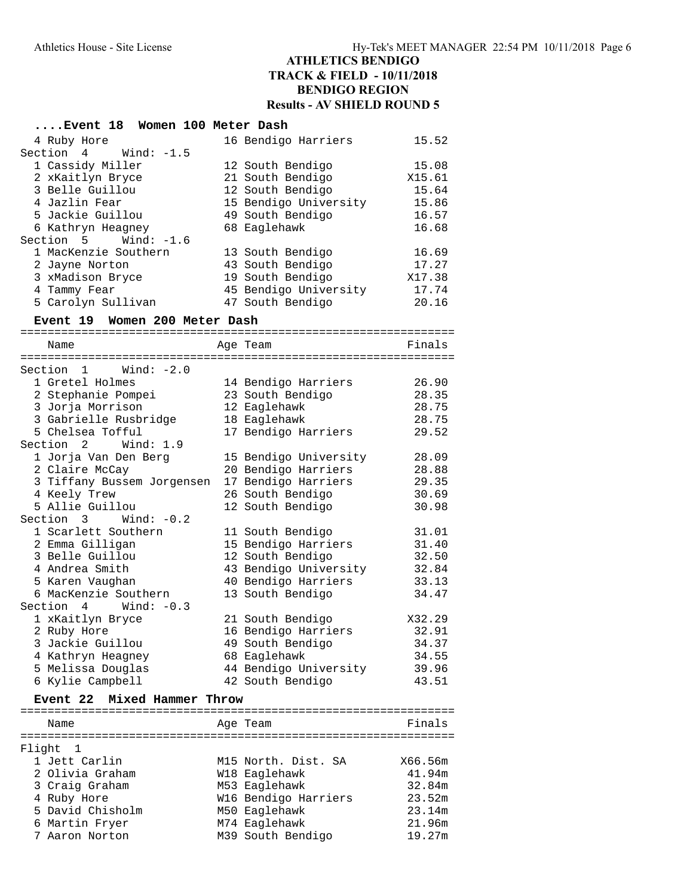# ATHLETICS BENDIGO
## TRACK & FIELD - 10/11/2018
## BENDIGO REGION
## Results - AV SHIELD ROUND 5

### ....Event 18 Women 100 Meter Dash

| Name | Age | Team | Finals |
|---|---|---|---|
| 4 Ruby Hore | 16 | Bendigo Harriers | 15.52 |
| **Section 4 Wind: -1.5** | | | |
| 1 Cassidy Miller | 12 | South Bendigo | 15.08 |
| 2 xKaitlyn Bryce | 21 | South Bendigo | X15.61 |
| 3 Belle Guillou | 12 | South Bendigo | 15.64 |
| 4 Jazlin Fear | 15 | Bendigo University | 15.86 |
| 5 Jackie Guillou | 49 | South Bendigo | 16.57 |
| 6 Kathryn Heagney | 68 | Eaglehawk | 16.68 |
| **Section 5 Wind: -1.6** | | | |
| 1 MacKenzie Southern | 13 | South Bendigo | 16.69 |
| 2 Jayne Norton | 43 | South Bendigo | 17.27 |
| 3 xMadison Bryce | 19 | South Bendigo | X17.38 |
| 4 Tammy Fear | 45 | Bendigo University | 17.74 |
| 5 Carolyn Sullivan | 47 | South Bendigo | 20.16 |

### Event 19 Women 200 Meter Dash

| Name | Age | Team | Finals |
|---|---|---|---|
| **Section 1 Wind: -2.0** | | | |
| 1 Gretel Holmes | 14 | Bendigo Harriers | 26.90 |
| 2 Stephanie Pompei | 23 | South Bendigo | 28.35 |
| 3 Jorja Morrison | 12 | Eaglehawk | 28.75 |
| 3 Gabrielle Rusbridge | 18 | Eaglehawk | 28.75 |
| 5 Chelsea Tofful | 17 | Bendigo Harriers | 29.52 |
| **Section 2 Wind: 1.9** | | | |
| 1 Jorja Van Den Berg | 15 | Bendigo University | 28.09 |
| 2 Claire McCay | 20 | Bendigo Harriers | 28.88 |
| 3 Tiffany Bussem Jorgensen | 17 | Bendigo Harriers | 29.35 |
| 4 Keely Trew | 26 | South Bendigo | 30.69 |
| 5 Allie Guillou | 12 | South Bendigo | 30.98 |
| **Section 3 Wind: -0.2** | | | |
| 1 Scarlett Southern | 11 | South Bendigo | 31.01 |
| 2 Emma Gilligan | 15 | Bendigo Harriers | 31.40 |
| 3 Belle Guillou | 12 | South Bendigo | 32.50 |
| 4 Andrea Smith | 43 | Bendigo University | 32.84 |
| 5 Karen Vaughan | 40 | Bendigo Harriers | 33.13 |
| 6 MacKenzie Southern | 13 | South Bendigo | 34.47 |
| **Section 4 Wind: -0.3** | | | |
| 1 xKaitlyn Bryce | 21 | South Bendigo | X32.29 |
| 2 Ruby Hore | 16 | Bendigo Harriers | 32.91 |
| 3 Jackie Guillou | 49 | South Bendigo | 34.37 |
| 4 Kathryn Heagney | 68 | Eaglehawk | 34.55 |
| 5 Melissa Douglas | 44 | Bendigo University | 39.96 |
| 6 Kylie Campbell | 42 | South Bendigo | 43.51 |

### Event 22 Mixed Hammer Throw

| Name | Age | Team | Finals |
|---|---|---|---|
| **Flight 1** | | | |
| 1 Jett Carlin | M15 | North. Dist. SA | X66.56m |
| 2 Olivia Graham | W18 | Eaglehawk | 41.94m |
| 3 Craig Graham | M53 | Eaglehawk | 32.84m |
| 4 Ruby Hore | W16 | Bendigo Harriers | 23.52m |
| 5 David Chisholm | M50 | Eaglehawk | 23.14m |
| 6 Martin Fryer | M74 | Eaglehawk | 21.96m |
| 7 Aaron Norton | M39 | South Bendigo | 19.27m |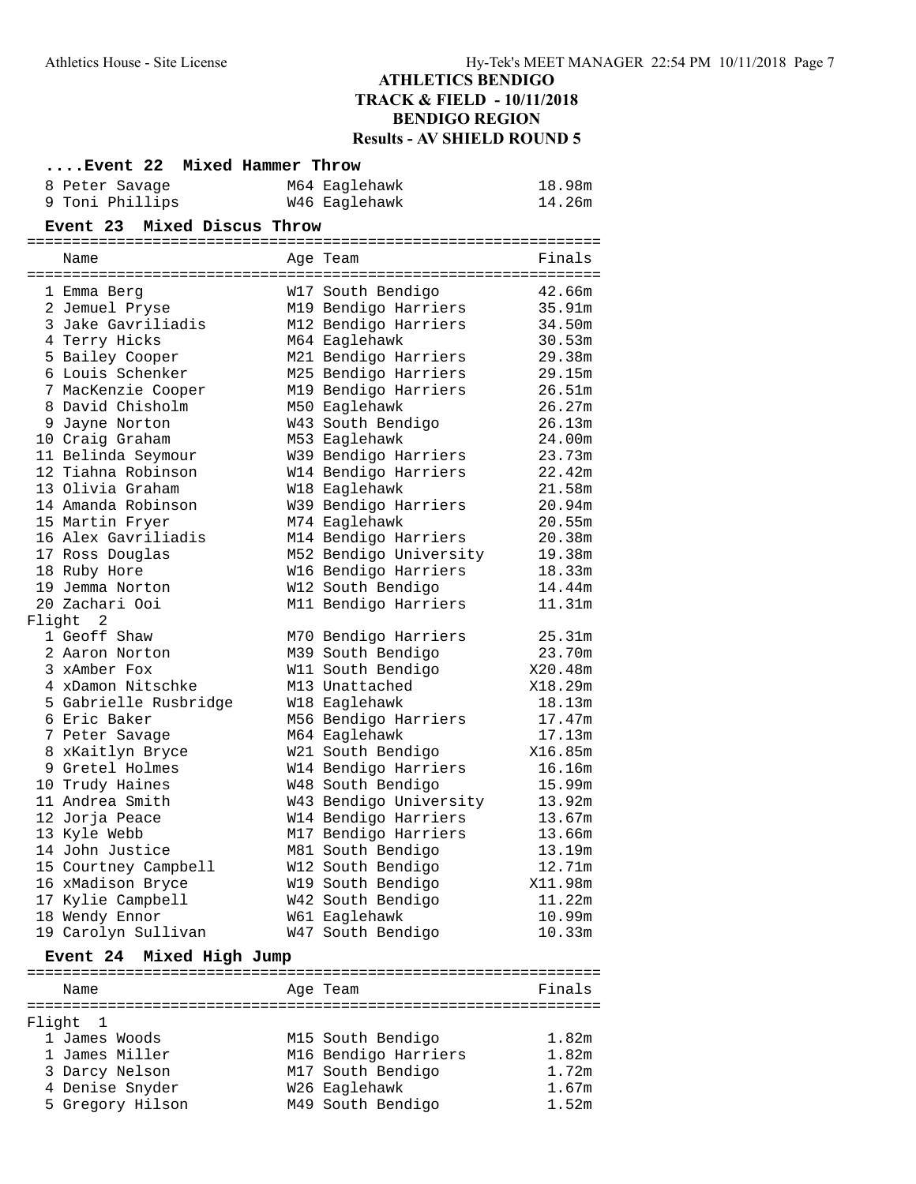# ATHLETICS BENDIGO
## TRACK & FIELD - 10/11/2018
## BENDIGO REGION
## Results - AV SHIELD ROUND 5

### ....Event 22 Mixed Hammer Throw

| Place | Name | Age | Team | Finals |
|---|---|---|---|---|
| 8 | Peter Savage | M64 | Eaglehawk | 18.98m |
| 9 | Toni Phillips | W46 | Eaglehawk | 14.26m |

### Event 23 Mixed Discus Throw

| Place | Name | Age | Team | Finals |
|---|---|---|---|---|
| 1 | Emma Berg | W17 | South Bendigo | 42.66m |
| 2 | Jemuel Pryse | M19 | Bendigo Harriers | 35.91m |
| 3 | Jake Gavriliadis | M12 | Bendigo Harriers | 34.50m |
| 4 | Terry Hicks | M64 | Eaglehawk | 30.53m |
| 5 | Bailey Cooper | M21 | Bendigo Harriers | 29.38m |
| 6 | Louis Schenker | M25 | Bendigo Harriers | 29.15m |
| 7 | MacKenzie Cooper | M19 | Bendigo Harriers | 26.51m |
| 8 | David Chisholm | M50 | Eaglehawk | 26.27m |
| 9 | Jayne Norton | W43 | South Bendigo | 26.13m |
| 10 | Craig Graham | M53 | Eaglehawk | 24.00m |
| 11 | Belinda Seymour | W39 | Bendigo Harriers | 23.73m |
| 12 | Tiahna Robinson | W14 | Bendigo Harriers | 22.42m |
| 13 | Olivia Graham | W18 | Eaglehawk | 21.58m |
| 14 | Amanda Robinson | W39 | Bendigo Harriers | 20.94m |
| 15 | Martin Fryer | M74 | Eaglehawk | 20.55m |
| 16 | Alex Gavriliadis | M14 | Bendigo Harriers | 20.38m |
| 17 | Ross Douglas | M52 | Bendigo University | 19.38m |
| 18 | Ruby Hore | W16 | Bendigo Harriers | 18.33m |
| 19 | Jemma Norton | W12 | South Bendigo | 14.44m |
| 20 | Zachari Ooi | M11 | Bendigo Harriers | 11.31m |
| **Flight 2** | | | | |
| 1 | Geoff Shaw | M70 | Bendigo Harriers | 25.31m |
| 2 | Aaron Norton | M39 | South Bendigo | 23.70m |
| 3 | xAmber Fox | W11 | South Bendigo | X20.48m |
| 4 | xDamon Nitschke | M13 | Unattached | X18.29m |
| 5 | Gabrielle Rusbridge | W18 | Eaglehawk | 18.13m |
| 6 | Eric Baker | M56 | Bendigo Harriers | 17.47m |
| 7 | Peter Savage | M64 | Eaglehawk | 17.13m |
| 8 | xKaitlyn Bryce | W21 | South Bendigo | X16.85m |
| 9 | Gretel Holmes | W14 | Bendigo Harriers | 16.16m |
| 10 | Trudy Haines | W48 | South Bendigo | 15.99m |
| 11 | Andrea Smith | W43 | Bendigo University | 13.92m |
| 12 | Jorja Peace | W14 | Bendigo Harriers | 13.67m |
| 13 | Kyle Webb | M17 | Bendigo Harriers | 13.66m |
| 14 | John Justice | M81 | South Bendigo | 13.19m |
| 15 | Courtney Campbell | W12 | South Bendigo | 12.71m |
| 16 | xMadison Bryce | W19 | South Bendigo | X11.98m |
| 17 | Kylie Campbell | W42 | South Bendigo | 11.22m |
| 18 | Wendy Ennor | W61 | Eaglehawk | 10.99m |
| 19 | Carolyn Sullivan | W47 | South Bendigo | 10.33m |

### Event 24 Mixed High Jump

| Place | Name | Age | Team | Finals |
|---|---|---|---|---|
| **Flight 1** | | | | |
| 1 | James Woods | M15 | South Bendigo | 1.82m |
| 1 | James Miller | M16 | Bendigo Harriers | 1.82m |
| 3 | Darcy Nelson | M17 | South Bendigo | 1.72m |
| 4 | Denise Snyder | W26 | Eaglehawk | 1.67m |
| 5 | Gregory Hilson | M49 | South Bendigo | 1.52m |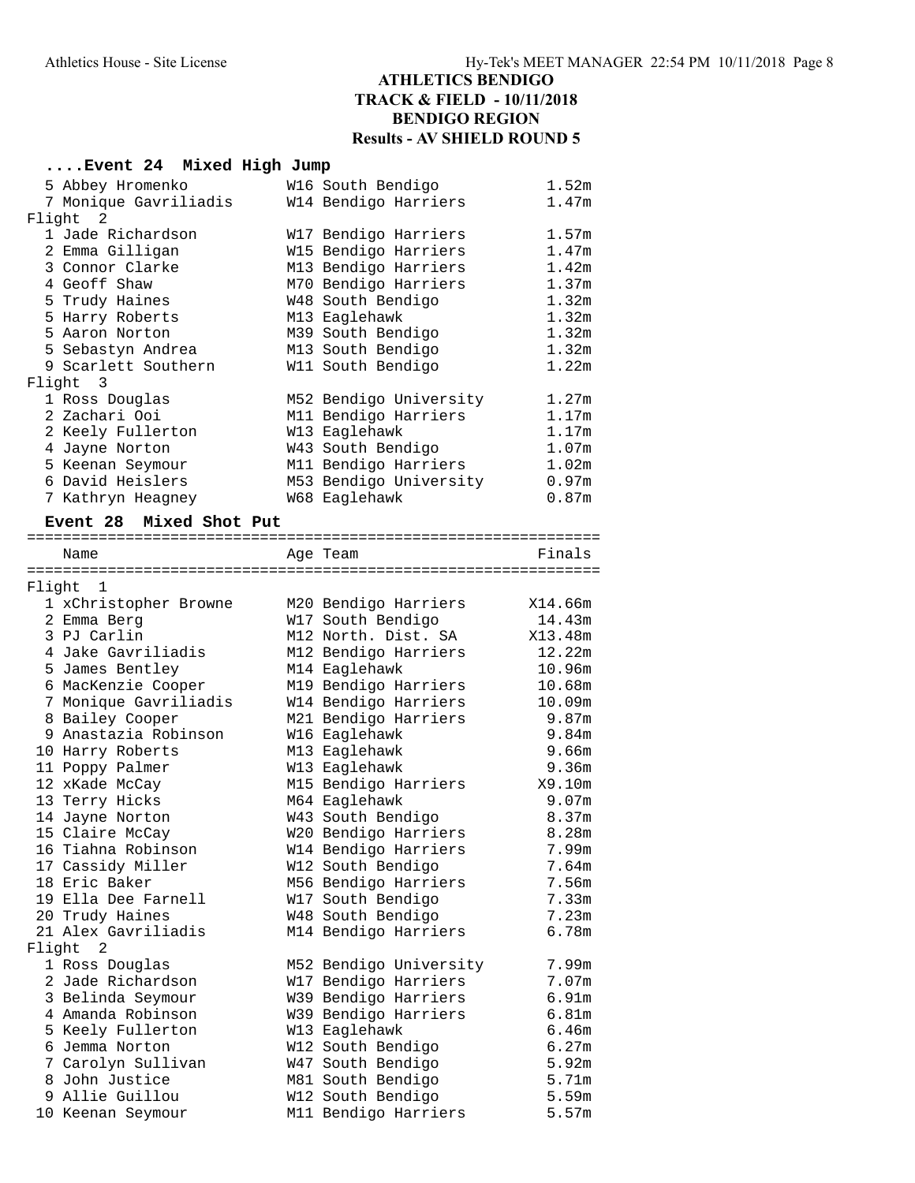# ATHLETICS BENDIGO
## TRACK & FIELD - 10/11/2018
## BENDIGO REGION
## Results - AV SHIELD ROUND 5

### ....Event 24 Mixed High Jump

| | Name | Age Team | Finals |
|---|---|---|---|
| 5 | Abbey Hromenko | W16 South Bendigo | 1.52m |
| 7 | Monique Gavriliadis | W14 Bendigo Harriers | 1.47m |
| **Flight 2** | | | |
| 1 | Jade Richardson | W17 Bendigo Harriers | 1.57m |
| 2 | Emma Gilligan | W15 Bendigo Harriers | 1.47m |
| 3 | Connor Clarke | M13 Bendigo Harriers | 1.42m |
| 4 | Geoff Shaw | M70 Bendigo Harriers | 1.37m |
| 5 | Trudy Haines | W48 South Bendigo | 1.32m |
| 5 | Harry Roberts | M13 Eaglehawk | 1.32m |
| 5 | Aaron Norton | M39 South Bendigo | 1.32m |
| 5 | Sebastyn Andrea | M13 South Bendigo | 1.32m |
| 9 | Scarlett Southern | W11 South Bendigo | 1.22m |
| **Flight 3** | | | |
| 1 | Ross Douglas | M52 Bendigo University | 1.27m |
| 2 | Zachari Ooi | M11 Bendigo Harriers | 1.17m |
| 2 | Keely Fullerton | W13 Eaglehawk | 1.17m |
| 4 | Jayne Norton | W43 South Bendigo | 1.07m |
| 5 | Keenan Seymour | M11 Bendigo Harriers | 1.02m |
| 6 | David Heislers | M53 Bendigo University | 0.97m |
| 7 | Kathryn Heagney | W68 Eaglehawk | 0.87m |

### Event 28 Mixed Shot Put

| | Name | Age Team | Finals |
|---|---|---|---|
| **Flight 1** | | | |
| 1 | xChristopher Browne | M20 Bendigo Harriers | X14.66m |
| 2 | Emma Berg | W17 South Bendigo | 14.43m |
| 3 | PJ Carlin | M12 North. Dist. SA | X13.48m |
| 4 | Jake Gavriliadis | M12 Bendigo Harriers | 12.22m |
| 5 | James Bentley | M14 Eaglehawk | 10.96m |
| 6 | MacKenzie Cooper | M19 Bendigo Harriers | 10.68m |
| 7 | Monique Gavriliadis | W14 Bendigo Harriers | 10.09m |
| 8 | Bailey Cooper | M21 Bendigo Harriers | 9.87m |
| 9 | Anastazia Robinson | W16 Eaglehawk | 9.84m |
| 10 | Harry Roberts | M13 Eaglehawk | 9.66m |
| 11 | Poppy Palmer | W13 Eaglehawk | 9.36m |
| 12 | xKade McCay | M15 Bendigo Harriers | X9.10m |
| 13 | Terry Hicks | M64 Eaglehawk | 9.07m |
| 14 | Jayne Norton | W43 South Bendigo | 8.37m |
| 15 | Claire McCay | W20 Bendigo Harriers | 8.28m |
| 16 | Tiahna Robinson | W14 Bendigo Harriers | 7.99m |
| 17 | Cassidy Miller | W12 South Bendigo | 7.64m |
| 18 | Eric Baker | M56 Bendigo Harriers | 7.56m |
| 19 | Ella Dee Farnell | W17 South Bendigo | 7.33m |
| 20 | Trudy Haines | W48 South Bendigo | 7.23m |
| 21 | Alex Gavriliadis | M14 Bendigo Harriers | 6.78m |
| **Flight 2** | | | |
| 1 | Ross Douglas | M52 Bendigo University | 7.99m |
| 2 | Jade Richardson | W17 Bendigo Harriers | 7.07m |
| 3 | Belinda Seymour | W39 Bendigo Harriers | 6.91m |
| 4 | Amanda Robinson | W39 Bendigo Harriers | 6.81m |
| 5 | Keely Fullerton | W13 Eaglehawk | 6.46m |
| 6 | Jemma Norton | W12 South Bendigo | 6.27m |
| 7 | Carolyn Sullivan | W47 South Bendigo | 5.92m |
| 8 | John Justice | M81 South Bendigo | 5.71m |
| 9 | Allie Guillou | W12 South Bendigo | 5.59m |
| 10 | Keenan Seymour | M11 Bendigo Harriers | 5.57m |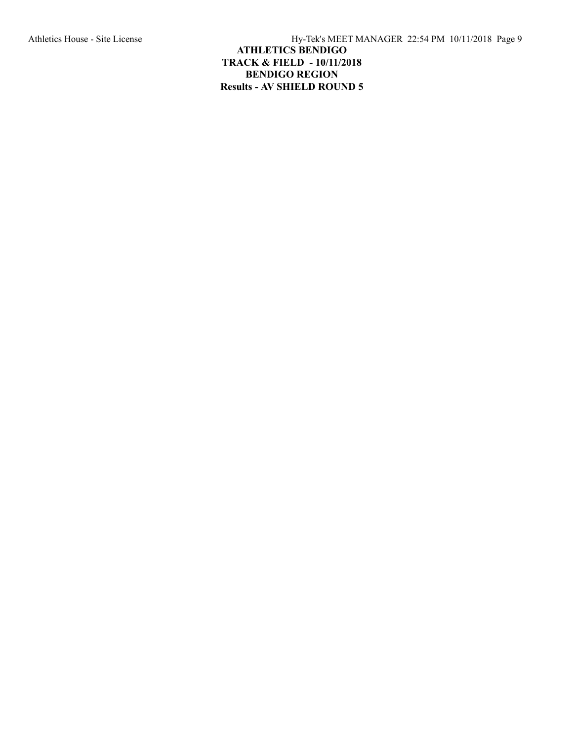# ATHLETICS BENDIGO

## TRACK & FIELD - 10/11/2018

## BENDIGO REGION

## Results - AV SHIELD ROUND 5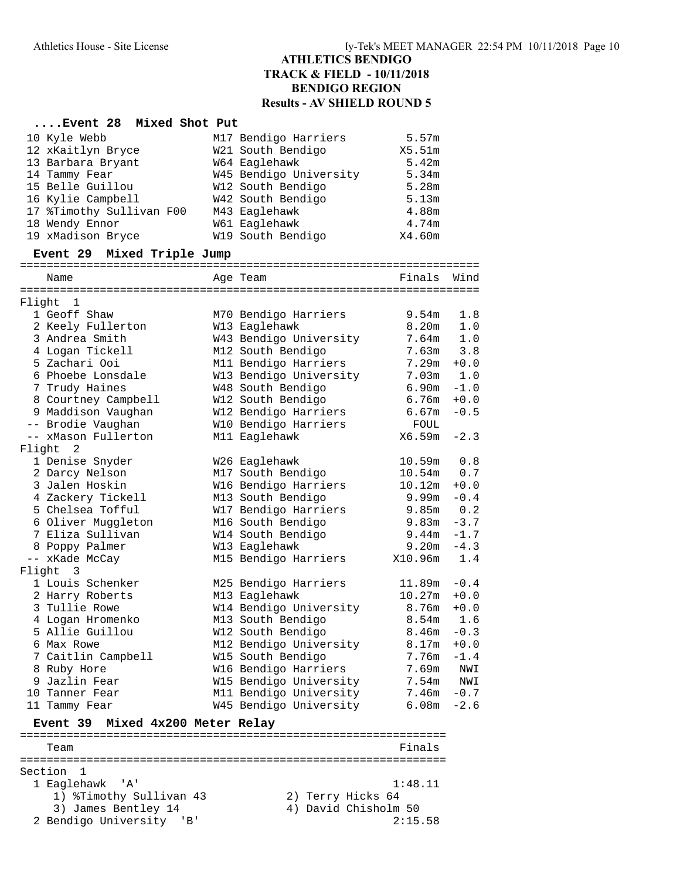# ATHLETICS BENDIGO
## TRACK & FIELD - 10/11/2018
## BENDIGO REGION
## Results - AV SHIELD ROUND 5

### ....Event 28 Mixed Shot Put

| Place | Name | Age | Team | Finals |
|---|---|---|---|---|
| 10 | Kyle Webb | M17 | Bendigo Harriers | 5.57m |
| 12 | xKaitlyn Bryce | W21 | South Bendigo | X5.51m |
| 13 | Barbara Bryant | W64 | Eaglehawk | 5.42m |
| 14 | Tammy Fear | W45 | Bendigo University | 5.34m |
| 15 | Belle Guillou | W12 | South Bendigo | 5.28m |
| 16 | Kylie Campbell | W42 | South Bendigo | 5.13m |
| 17 | %Timothy Sullivan F00 | M43 | Eaglehawk | 4.88m |
| 18 | Wendy Ennor | W61 | Eaglehawk | 4.74m |
| 19 | xMadison Bryce | W19 | South Bendigo | X4.60m |

### Event 29 Mixed Triple Jump

| Place | Name | Age | Team | Finals | Wind |
|---|---|---|---|---|---|
| **Flight 1** | | | | | |
| 1 | Geoff Shaw | M70 | Bendigo Harriers | 9.54m | 1.8 |
| 2 | Keely Fullerton | W13 | Eaglehawk | 8.20m | 1.0 |
| 3 | Andrea Smith | W43 | Bendigo University | 7.64m | 1.0 |
| 4 | Logan Tickell | M12 | South Bendigo | 7.63m | 3.8 |
| 5 | Zachari Ooi | M11 | Bendigo Harriers | 7.29m | +0.0 |
| 6 | Phoebe Lonsdale | W13 | Bendigo University | 7.03m | 1.0 |
| 7 | Trudy Haines | W48 | South Bendigo | 6.90m | -1.0 |
| 8 | Courtney Campbell | W12 | South Bendigo | 6.76m | +0.0 |
| 9 | Maddison Vaughan | W12 | Bendigo Harriers | 6.67m | -0.5 |
| -- | Brodie Vaughan | W10 | Bendigo Harriers | FOUL | |
| -- | xMason Fullerton | M11 | Eaglehawk | X6.59m | -2.3 |
| **Flight 2** | | | | | |
| 1 | Denise Snyder | W26 | Eaglehawk | 10.59m | 0.8 |
| 2 | Darcy Nelson | M17 | South Bendigo | 10.54m | 0.7 |
| 3 | Jalen Hoskin | W16 | Bendigo Harriers | 10.12m | +0.0 |
| 4 | Zackery Tickell | M13 | South Bendigo | 9.99m | -0.4 |
| 5 | Chelsea Tofful | W17 | Bendigo Harriers | 9.85m | 0.2 |
| 6 | Oliver Muggleton | M16 | South Bendigo | 9.83m | -3.7 |
| 7 | Eliza Sullivan | W14 | South Bendigo | 9.44m | -1.7 |
| 8 | Poppy Palmer | W13 | Eaglehawk | 9.20m | -4.3 |
| -- | xKade McCay | M15 | Bendigo Harriers | X10.96m | 1.4 |
| **Flight 3** | | | | | |
| 1 | Louis Schenker | M25 | Bendigo Harriers | 11.89m | -0.4 |
| 2 | Harry Roberts | M13 | Eaglehawk | 10.27m | +0.0 |
| 3 | Tullie Rowe | W14 | Bendigo University | 8.76m | +0.0 |
| 4 | Logan Hromenko | M13 | South Bendigo | 8.54m | 1.6 |
| 5 | Allie Guillou | W12 | South Bendigo | 8.46m | -0.3 |
| 6 | Max Rowe | M12 | Bendigo University | 8.17m | +0.0 |
| 7 | Caitlin Campbell | W15 | South Bendigo | 7.76m | -1.4 |
| 8 | Ruby Hore | W16 | Bendigo Harriers | 7.69m | NWI |
| 9 | Jazlin Fear | W15 | Bendigo University | 7.54m | NWI |
| 10 | Tanner Fear | M11 | Bendigo University | 7.46m | -0.7 |
| 11 | Tammy Fear | W45 | Bendigo University | 6.08m | -2.6 |

### Event 39 Mixed 4x200 Meter Relay

| Place | Team | Finals |
|---|---|---|
| **Section 1** | | |
| 1 | Eaglehawk 'A' | 1:48.11 |
| | 1) %Timothy Sullivan 43; 2) Terry Hicks 64; 3) James Bentley 14; 4) David Chisholm 50 | |
| 2 | Bendigo University 'B' | 2:15.58 |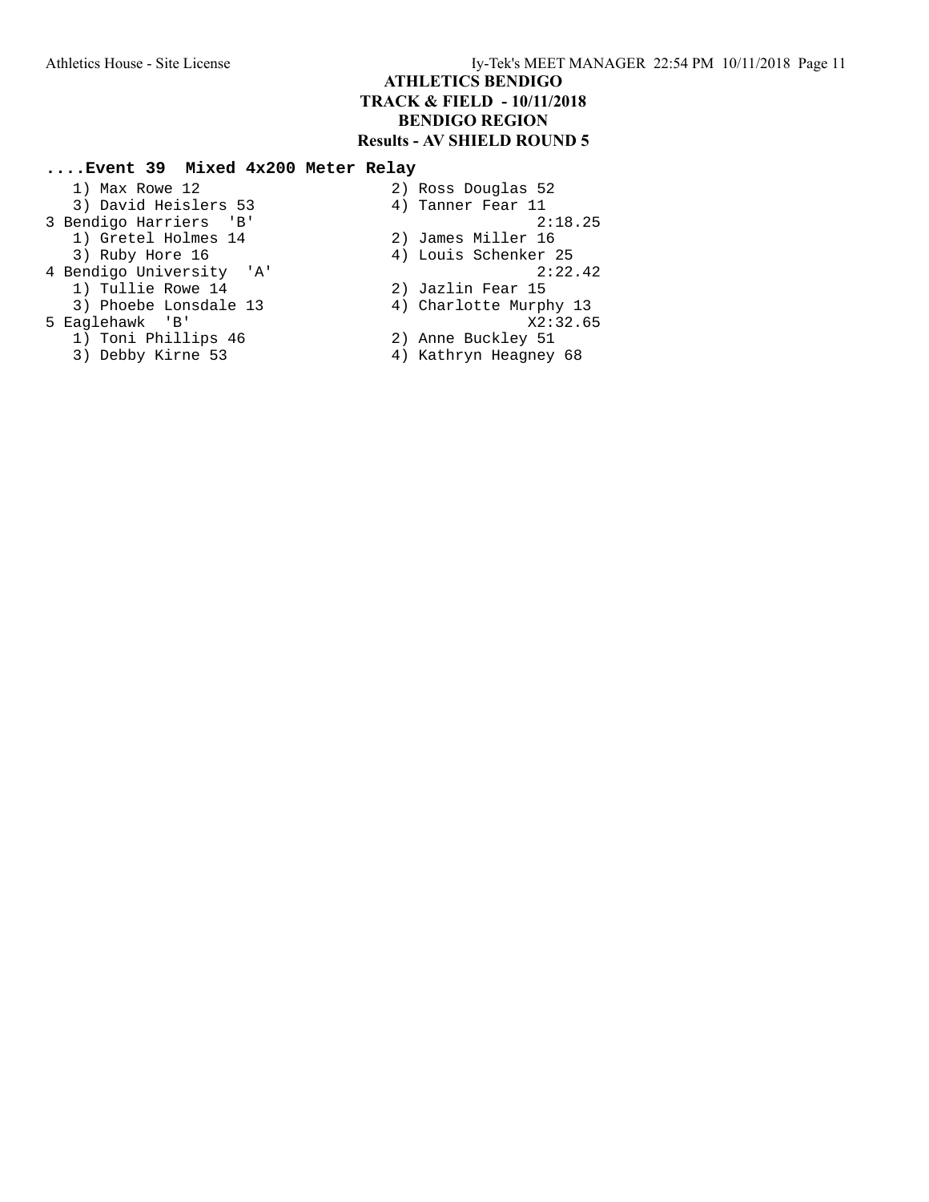# ATHLETICS BENDIGO
## TRACK & FIELD - 10/11/2018
## BENDIGO REGION
## Results - AV SHIELD ROUND 5

### ....Event 39 Mixed 4x200 Meter Relay

```
   1) Max Rowe 12                    2) Ross Douglas 52
   3) David Heislers 53              4) Tanner Fear 11
3 Bendigo Harriers  'B'                            2:18.25
   1) Gretel Holmes 14               2) James Miller 16
   3) Ruby Hore 16                   4) Louis Schenker 25
4 Bendigo University  'A'                          2:22.42
   1) Tullie Rowe 14                 2) Jazlin Fear 15
   3) Phoebe Lonsdale 13             4) Charlotte Murphy 13
5 Eaglehawk  'B'                                  X2:32.65
   1) Toni Phillips 46               2) Anne Buckley 51
   3) Debby Kirne 53                 4) Kathryn Heagney 68
```